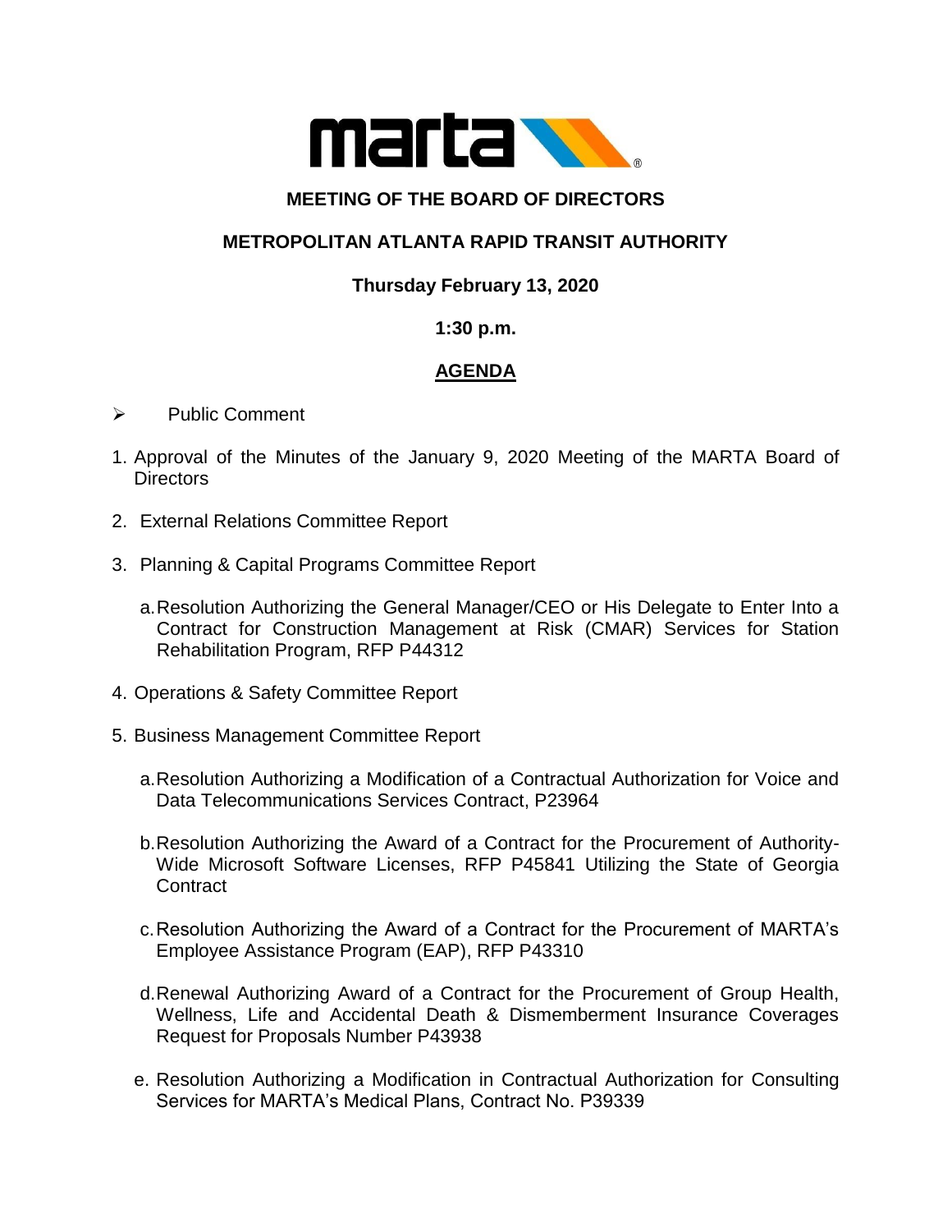# MEETING OF THE BOARD OF DIRECTORS

## METROPOLITAN ATLANTA RAPID TRANSIT AUTHORITY

**Thursday February 13, 2020**

**1:30 p.m.**

**AGENDA**

- Public Comment

1. Approval of the Minutes of the January 9, 2020 Meeting of the MARTA Board of Directors

2. External Relations Committee Report

3. Planning & Capital Programs Committee Report

   a. Resolution Authorizing the General Manager/CEO or His Delegate to Enter Into a Contract for Construction Management at Risk (CMAR) Services for Station Rehabilitation Program, RFP P44312

4. Operations & Safety Committee Report

5. Business Management Committee Report

   a. Resolution Authorizing a Modification of a Contractual Authorization for Voice and Data Telecommunications Services Contract, P23964

   b. Resolution Authorizing the Award of a Contract for the Procurement of Authority-Wide Microsoft Software Licenses, RFP P45841 Utilizing the State of Georgia Contract

   c. Resolution Authorizing the Award of a Contract for the Procurement of MARTA's Employee Assistance Program (EAP), RFP P43310

   d. Renewal Authorizing Award of a Contract for the Procurement of Group Health, Wellness, Life and Accidental Death & Dismemberment Insurance Coverages Request for Proposals Number P43938

   e. Resolution Authorizing a Modification in Contractual Authorization for Consulting Services for MARTA's Medical Plans, Contract No. P39339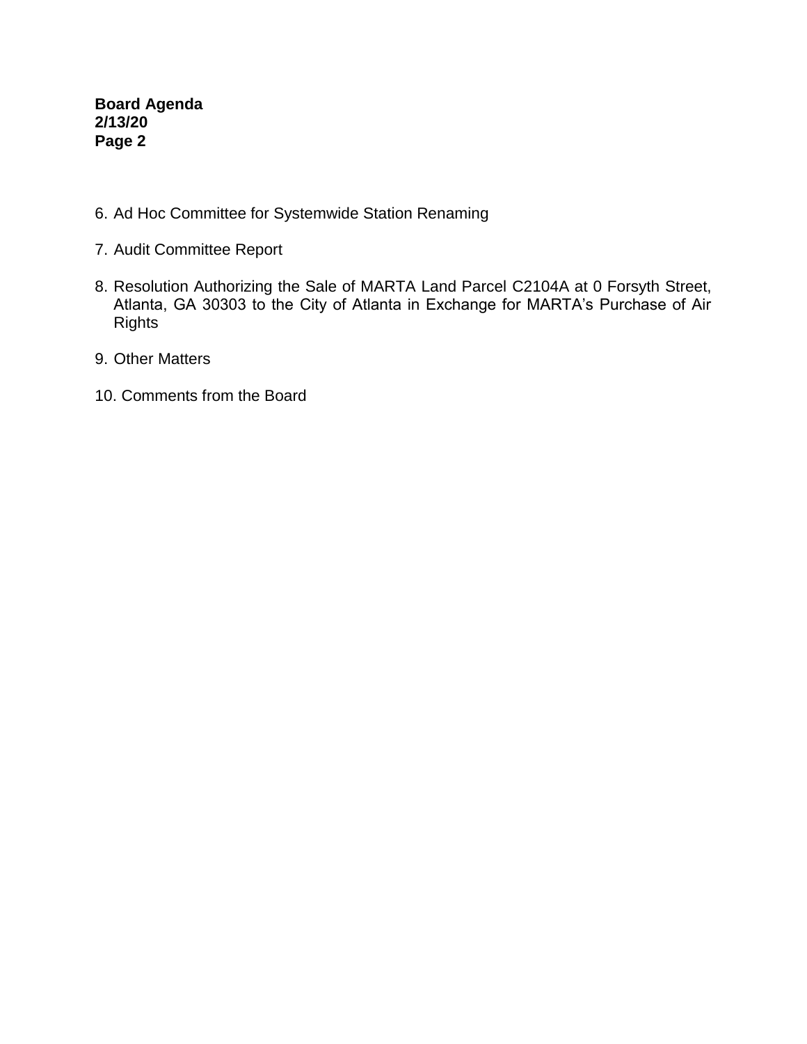6. Ad Hoc Committee for Systemwide Station Renaming

7. Audit Committee Report

8. Resolution Authorizing the Sale of MARTA Land Parcel C2104A at 0 Forsyth Street, Atlanta, GA 30303 to the City of Atlanta in Exchange for MARTA's Purchase of Air Rights

9. Other Matters

10. Comments from the Board